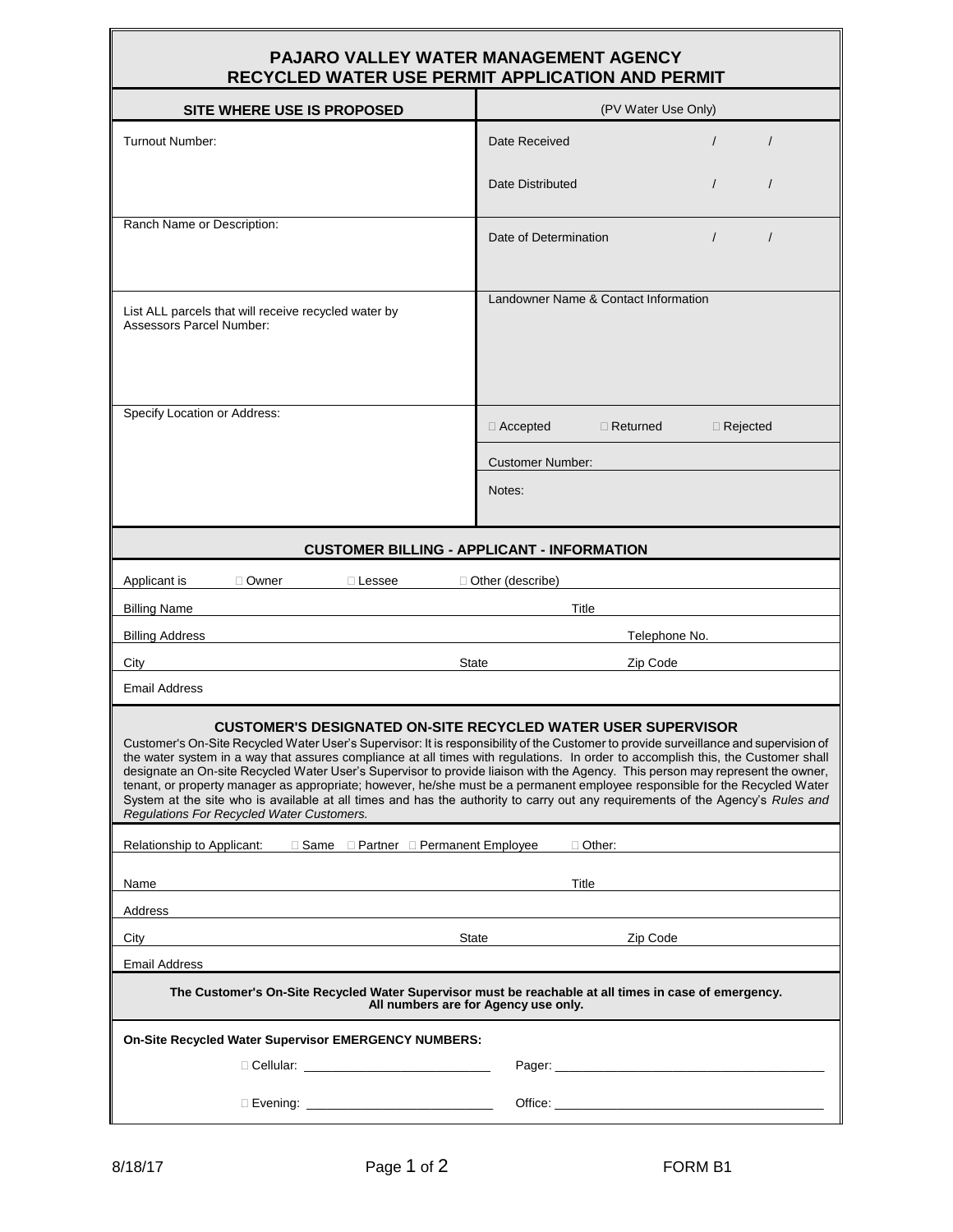# PAJARO VALLEY WATER MANAGEMENT AGENCY
## RECYCLED WATER USE PERMIT APPLICATION AND PERMIT

| SITE WHERE USE IS PROPOSED | (PV Water Use Only) |
|---|---|
| Turnout Number: | Date Received / / <br> Date Distributed / / |
| Ranch Name or Description: | Date of Determination / / |
| List ALL parcels that will receive recycled water by Assessors Parcel Number: | Landowner Name & Contact Information |
| Specify Location or Address: | ☐ Accepted ☐ Returned ☐ Rejected <br> Customer Number: <br> Notes: |

## CUSTOMER BILLING - APPLICANT - INFORMATION

Applicant is ☐ Owner ☐ Lessee ☐ Other (describe)

Billing Name Title

Billing Address Telephone No.

City State Zip Code

Email Address

## CUSTOMER'S DESIGNATED ON-SITE RECYCLED WATER USER SUPERVISOR

Customer's On-Site Recycled Water User's Supervisor: It is responsibility of the Customer to provide surveillance and supervision of the water system in a way that assures compliance at all times with regulations. In order to accomplish this, the Customer shall designate an On-site Recycled Water User's Supervisor to provide liaison with the Agency. This person may represent the owner, tenant, or property manager as appropriate; however, he/she must be a permanent employee responsible for the Recycled Water System at the site who is available at all times and has the authority to carry out any requirements of the Agency's *Rules and Regulations For Recycled Water Customers.*

Relationship to Applicant: ☐ Same ☐ Partner ☐ Permanent Employee ☐ Other:

Name Title

Address

City State Zip Code

Email Address

**The Customer's On-Site Recycled Water Supervisor must be reachable at all times in case of emergency. All numbers are for Agency use only.**

**On-Site Recycled Water Supervisor EMERGENCY NUMBERS:**

☐ Cellular: ____________________ Pager: ____________________

☐ Evening: ____________________ Office: ____________________

8/18/17 FORM B1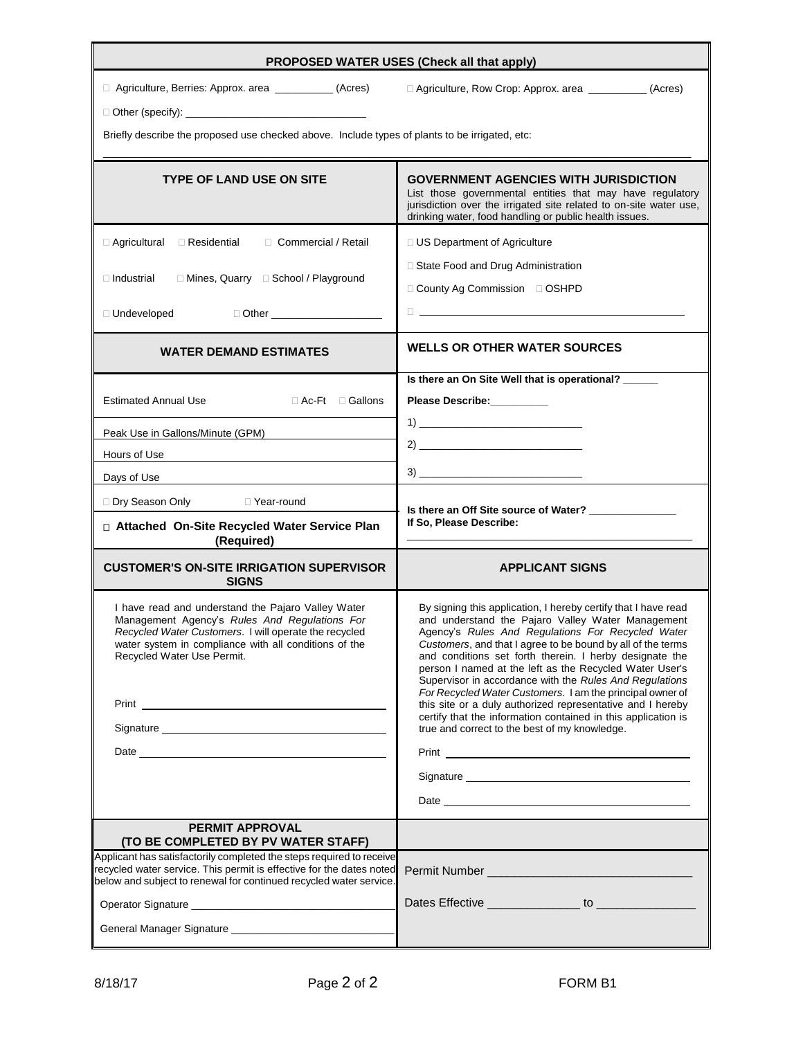## PROPOSED WATER USES (Check all that apply)

☐ Agriculture, Berries: Approx. area __________ (Acres) ☐ Agriculture, Row Crop: Approx. area __________ (Acres)

☐ Other (specify): ______________________________

Briefly describe the proposed use checked above. Include types of plants to be irrigated, etc:

_______________________________________________________________________________

| TYPE OF LAND USE ON SITE | GOVERNMENT AGENCIES WITH JURISDICTION<br>List those governmental entities that may have regulatory jurisdiction over the irrigated site related to on-site water use, drinking water, food handling or public health issues. |
|---|---|
| ☐ Agricultural ☐ Residential ☐ Commercial / Retail | ☐ US Department of Agriculture |
| ☐ Industrial ☐ Mines, Quarry ☐ School / Playground | ☐ State Food and Drug Administration<br>☐ County Ag Commission ☐ OSHPD |
| ☐ Undeveloped ☐ Other __________________ | ☐ ______________________________ |

| WATER DEMAND ESTIMATES | WELLS OR OTHER WATER SOURCES |
|---|---|
| Estimated Annual Use ☐ Ac-Ft ☐ Gallons | Is there an On Site Well that is operational? ______<br>Please Describe:__________ |
| Peak Use in Gallons/Minute (GPM) | 1) ____________________________ |
| Hours of Use | 2) ____________________________ |
| Days of Use | 3) ____________________________ |
| ☐ Dry Season Only ☐ Year-round | Is there an Off Site source of Water? _______________<br>If So, Please Describe:<br>______________________________ |
| ☐ **Attached On-Site Recycled Water Service Plan (Required)** | |

| CUSTOMER'S ON-SITE IRRIGATION SUPERVISOR SIGNS | APPLICANT SIGNS |
|---|---|
| I have read and understand the Pajaro Valley Water Management Agency's *Rules And Regulations For Recycled Water Customers*. I will operate the recycled water system in compliance with all conditions of the Recycled Water Use Permit. | By signing this application, I hereby certify that I have read and understand the Pajaro Valley Water Management Agency's *Rules And Regulations For Recycled Water Customers*, and that I agree to be bound by all of the terms and conditions set forth therein. I herby designate the person I named at the left as the Recycled Water User's Supervisor in accordance with the *Rules And Regulations For Recycled Water Customers.* I am the principal owner of this site or a duly authorized representative and I hereby certify that the information contained in this application is true and correct to the best of my knowledge. |
| Print ______________________________ | Print ______________________________ |
| Signature ______________________________ | Signature ______________________________ |
| Date ______________________________ | Date ______________________________ |

| PERMIT APPROVAL (TO BE COMPLETED BY PV WATER STAFF) | |
|---|---|
| Applicant has satisfactorily completed the steps required to receive recycled water service. This permit is effective for the dates noted below and subject to renewal for continued recycled water service. | Permit Number ______________________________ |
| Operator Signature ______________________________ | Dates Effective ______________ to _______________ |
| General Manager Signature ______________________________ | |

8/18/17 FORM B1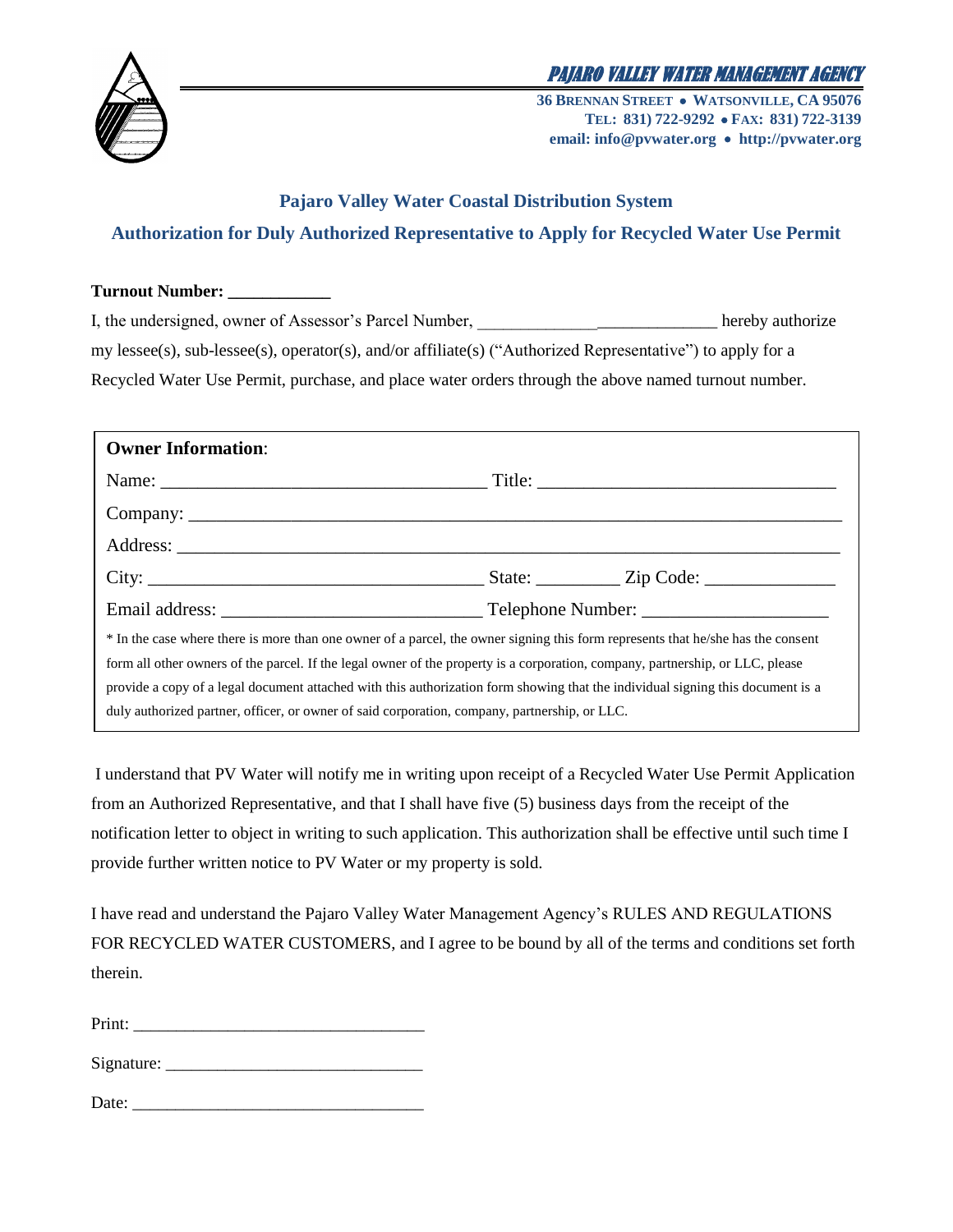**PAJARO VALLEY WATER MANAGEMENT AGENCY**

**36 BRENNAN STREET • WATSONVILLE, CA 95076**
**TEL: 831) 722-9292 • FAX: 831) 722-3139**
**email: info@pvwater.org • http://pvwater.org**

## Pajaro Valley Water Coastal Distribution System

## Authorization for Duly Authorized Representative to Apply for Recycled Water Use Permit

**Turnout Number: ___________**

I, the undersigned, owner of Assessor's Parcel Number, ____________________________ hereby authorize my lessee(s), sub-lessee(s), operator(s), and/or affiliate(s) ("Authorized Representative") to apply for a Recycled Water Use Permit, purchase, and place water orders through the above named turnout number.

**Owner Information**:

Name: ___________________________________ Title: _______________________________

Company: _______________________________________________________________________

Address: ________________________________________________________________________

City: ____________________________________ State: _________ Zip Code: ______________

Email address: ____________________________ Telephone Number: ____________________

* In the case where there is more than one owner of a parcel, the owner signing this form represents that he/she has the consent form all other owners of the parcel. If the legal owner of the property is a corporation, company, partnership, or LLC, please provide a copy of a legal document attached with this authorization form showing that the individual signing this document is a duly authorized partner, officer, or owner of said corporation, company, partnership, or LLC.

I understand that PV Water will notify me in writing upon receipt of a Recycled Water Use Permit Application from an Authorized Representative, and that I shall have five (5) business days from the receipt of the notification letter to object in writing to such application. This authorization shall be effective until such time I provide further written notice to PV Water or my property is sold.

I have read and understand the Pajaro Valley Water Management Agency's RULES AND REGULATIONS FOR RECYCLED WATER CUSTOMERS, and I agree to be bound by all of the terms and conditions set forth therein.

Print: _________________________________

Signature: ______________________________

Date: _________________________________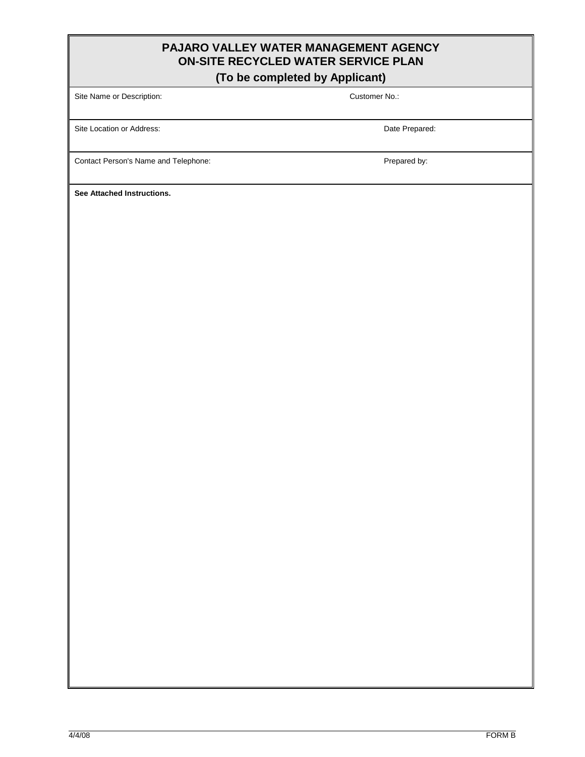# PAJARO VALLEY WATER MANAGEMENT AGENCY
## ON-SITE RECYCLED WATER SERVICE PLAN
### (To be completed by Applicant)

| | |
|---|---|
| Site Name or Description: | Customer No.: |
| Site Location or Address: | Date Prepared: |
| Contact Person's Name and Telephone: | Prepared by: |

**See Attached Instructions.**

4/4/08 FORM B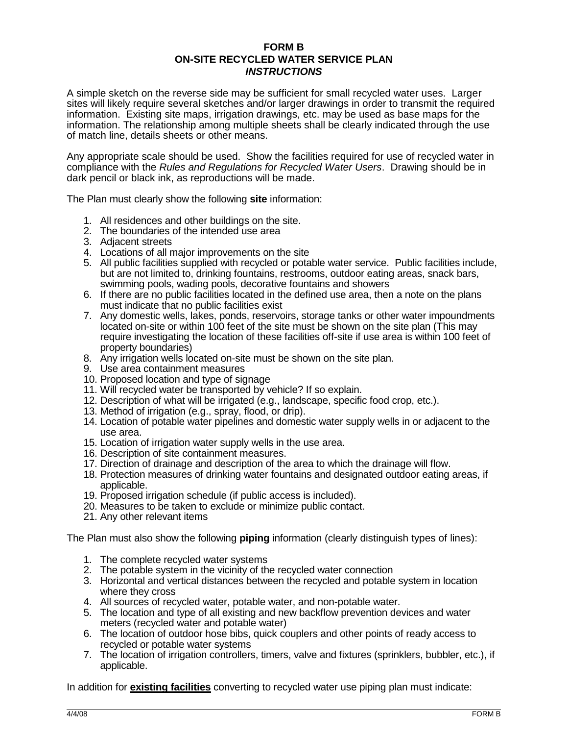# FORM B
# ON-SITE RECYCLED WATER SERVICE PLAN
## *INSTRUCTIONS*

A simple sketch on the reverse side may be sufficient for small recycled water uses. Larger sites will likely require several sketches and/or larger drawings in order to transmit the required information. Existing site maps, irrigation drawings, etc. may be used as base maps for the information. The relationship among multiple sheets shall be clearly indicated through the use of match line, details sheets or other means.

Any appropriate scale should be used. Show the facilities required for use of recycled water in compliance with the *Rules and Regulations for Recycled Water Users*. Drawing should be in dark pencil or black ink, as reproductions will be made.

The Plan must clearly show the following **site** information:

1. All residences and other buildings on the site.
2. The boundaries of the intended use area
3. Adjacent streets
4. Locations of all major improvements on the site
5. All public facilities supplied with recycled or potable water service. Public facilities include, but are not limited to, drinking fountains, restrooms, outdoor eating areas, snack bars, swimming pools, wading pools, decorative fountains and showers
6. If there are no public facilities located in the defined use area, then a note on the plans must indicate that no public facilities exist
7. Any domestic wells, lakes, ponds, reservoirs, storage tanks or other water impoundments located on-site or within 100 feet of the site must be shown on the site plan (This may require investigating the location of these facilities off-site if use area is within 100 feet of property boundaries)
8. Any irrigation wells located on-site must be shown on the site plan.
9. Use area containment measures
10. Proposed location and type of signage
11. Will recycled water be transported by vehicle? If so explain.
12. Description of what will be irrigated (e.g., landscape, specific food crop, etc.).
13. Method of irrigation (e.g., spray, flood, or drip).
14. Location of potable water pipelines and domestic water supply wells in or adjacent to the use area.
15. Location of irrigation water supply wells in the use area.
16. Description of site containment measures.
17. Direction of drainage and description of the area to which the drainage will flow.
18. Protection measures of drinking water fountains and designated outdoor eating areas, if applicable.
19. Proposed irrigation schedule (if public access is included).
20. Measures to be taken to exclude or minimize public contact.
21. Any other relevant items

The Plan must also show the following **piping** information (clearly distinguish types of lines):

1. The complete recycled water systems
2. The potable system in the vicinity of the recycled water connection
3. Horizontal and vertical distances between the recycled and potable system in location where they cross
4. All sources of recycled water, potable water, and non-potable water.
5. The location and type of all existing and new backflow prevention devices and water meters (recycled water and potable water)
6. The location of outdoor hose bibs, quick couplers and other points of ready access to recycled or potable water systems
7. The location of irrigation controllers, timers, valve and fixtures (sprinklers, bubbler, etc.), if applicable.

In addition for **existing facilities** converting to recycled water use piping plan must indicate: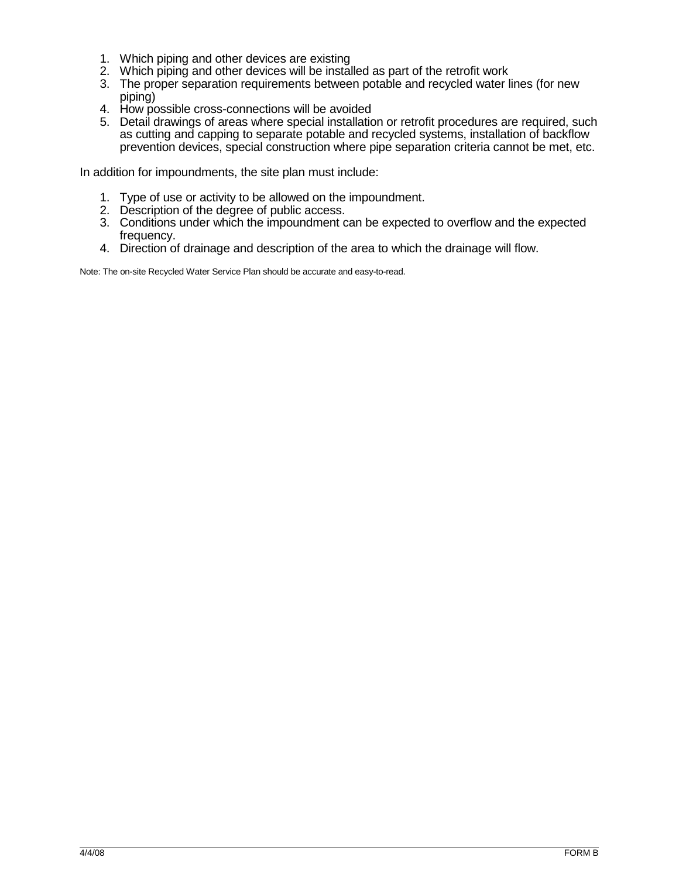1. Which piping and other devices are existing
2. Which piping and other devices will be installed as part of the retrofit work
3. The proper separation requirements between potable and recycled water lines (for new piping)
4. How possible cross-connections will be avoided
5. Detail drawings of areas where special installation or retrofit procedures are required, such as cutting and capping to separate potable and recycled systems, installation of backflow prevention devices, special construction where pipe separation criteria cannot be met, etc.

In addition for impoundments, the site plan must include:

1. Type of use or activity to be allowed on the impoundment.
2. Description of the degree of public access.
3. Conditions under which the impoundment can be expected to overflow and the expected frequency.
4. Direction of drainage and description of the area to which the drainage will flow.

Note: The on-site Recycled Water Service Plan should be accurate and easy-to-read.